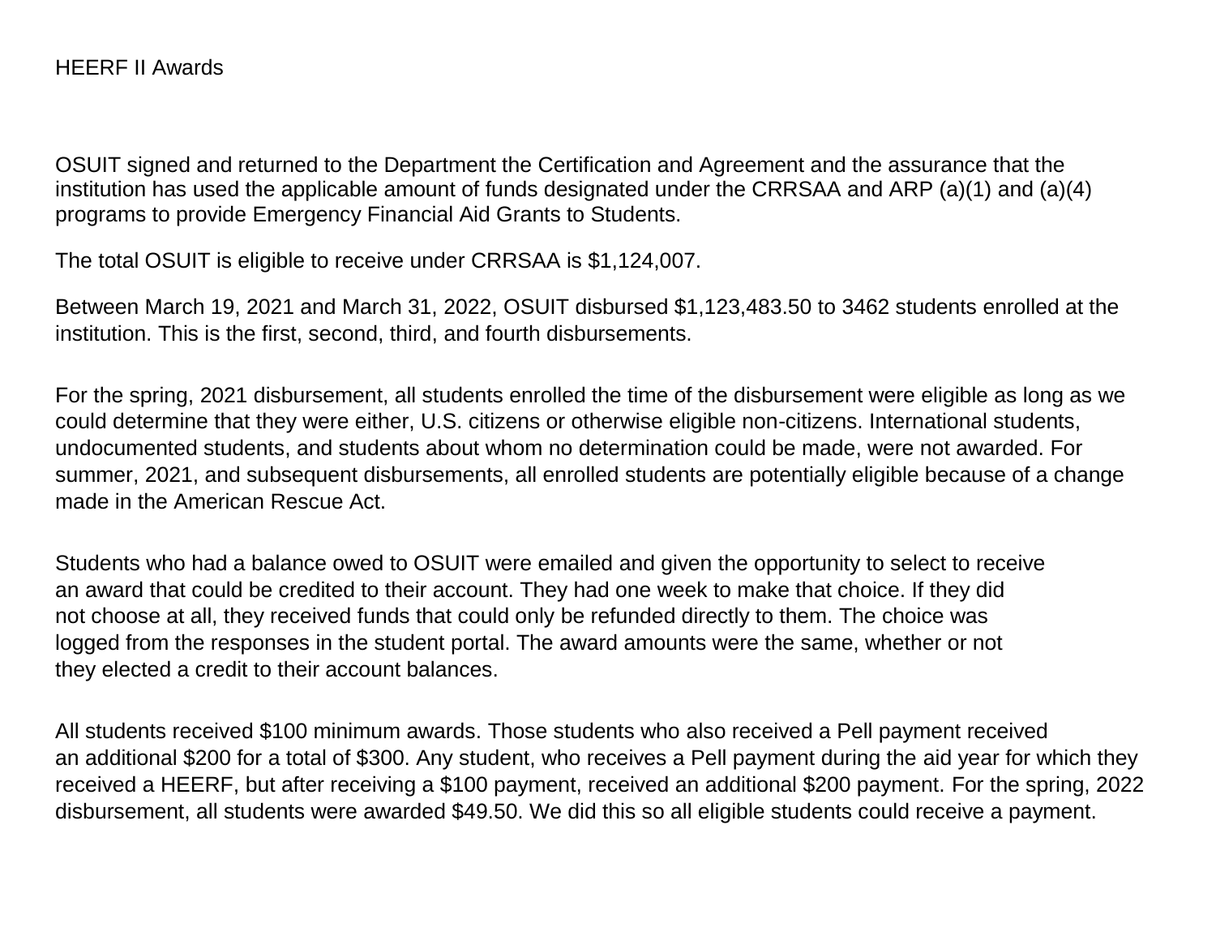# HEERF II Awards

OSUIT signed and returned to the Department the Certification and Agreement and the assurance that the institution has used the applicable amount of funds designated under the CRRSAA and ARP (a)(1) and (a)(4) programs to provide Emergency Financial Aid Grants to Students.

The total OSUIT is eligible to receive under CRRSAA is $1,124,007.

Between March 19, 2021 and March 31, 2022, OSUIT disbursed $1,123,483.50 to 3462 students enrolled at the institution. This is the first, second, third, and fourth disbursements.

For the spring, 2021 disbursement, all students enrolled the time of the disbursement were eligible as long as we could determine that they were either, U.S. citizens or otherwise eligible non-citizens. International students, undocumented students, and students about whom no determination could be made, were not awarded. For summer, 2021, and subsequent disbursements, all enrolled students are potentially eligible because of a change made in the American Rescue Act.

Students who had a balance owed to OSUIT were emailed and given the opportunity to select to receive an award that could be credited to their account. They had one week to make that choice. If they did not choose at all, they received funds that could only be refunded directly to them. The choice was logged from the responses in the student portal. The award amounts were the same, whether or not they elected a credit to their account balances.

All students received $100 minimum awards. Those students who also received a Pell payment received an additional $200 for a total of $300. Any student, who receives a Pell payment during the aid year for which they received a HEERF, but after receiving a $100 payment, received an additional $200 payment. For the spring, 2022 disbursement, all students were awarded $49.50. We did this so all eligible students could receive a payment.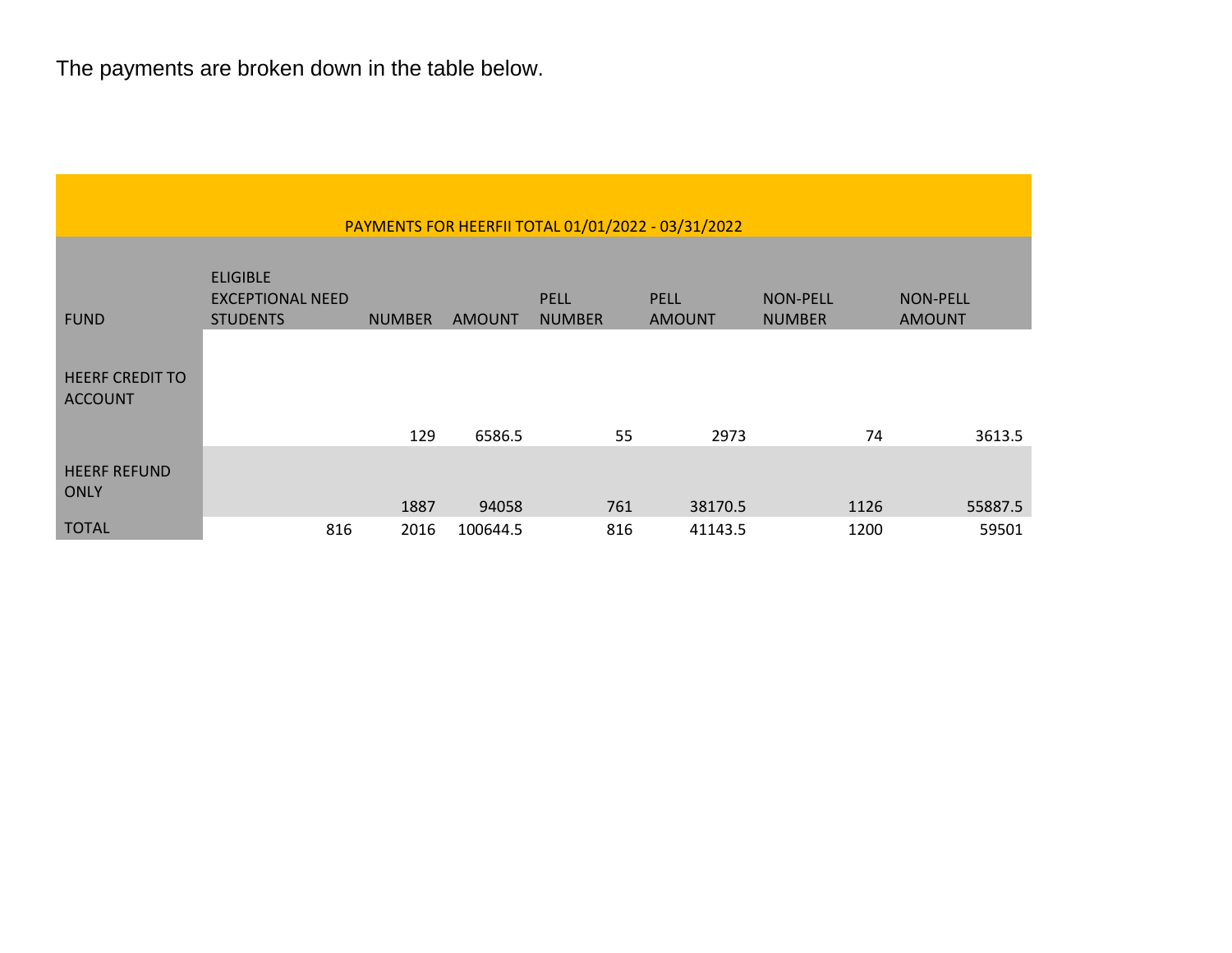The payments are broken down in the table below.

| PAYMENTS FOR HEERFII TOTAL 01/01/2022 - 03/31/2022 | | | | | | | |
|---|---|---|---|---|---|---|---|
| FUND | ELIGIBLE EXCEPTIONAL NEED STUDENTS | NUMBER | AMOUNT | PELL NUMBER | PELL AMOUNT | NON-PELL NUMBER | NON-PELL AMOUNT |
| HEERF CREDIT TO ACCOUNT | | 129 | 6586.5 | 55 | 2973 | 74 | 3613.5 |
| HEERF REFUND ONLY | | 1887 | 94058 | 761 | 38170.5 | 1126 | 55887.5 |
| TOTAL | 816 | 2016 | 100644.5 | 816 | 41143.5 | 1200 | 59501 |